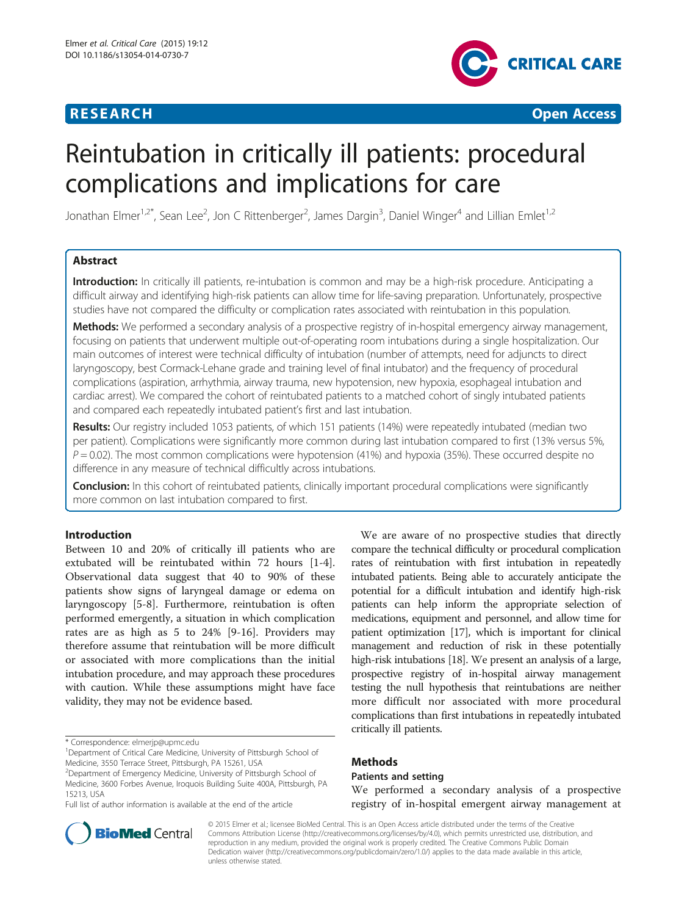**RESEARCH** **Open Access**

# Reintubation in critically ill patients: procedural complications and implications for care

Jonathan Elmer[1,2*], Sean Lee[2], Jon C Rittenberger[2], James Dargin[3], Daniel Winger[4] and Lillian Emlet[1,2]

## Abstract

**Introduction:** In critically ill patients, re-intubation is common and may be a high-risk procedure. Anticipating a difficult airway and identifying high-risk patients can allow time for life-saving preparation. Unfortunately, prospective studies have not compared the difficulty or complication rates associated with reintubation in this population.

**Methods:** We performed a secondary analysis of a prospective registry of in-hospital emergency airway management, focusing on patients that underwent multiple out-of-operating room intubations during a single hospitalization. Our main outcomes of interest were technical difficulty of intubation (number of attempts, need for adjuncts to direct laryngoscopy, best Cormack-Lehane grade and training level of final intubator) and the frequency of procedural complications (aspiration, arrhythmia, airway trauma, new hypotension, new hypoxia, esophageal intubation and cardiac arrest). We compared the cohort of reintubated patients to a matched cohort of singly intubated patients and compared each repeatedly intubated patient's first and last intubation.

**Results:** Our registry included 1053 patients, of which 151 patients (14%) were repeatedly intubated (median two per patient). Complications were significantly more common during last intubation compared to first (13% versus 5%, $P = 0.02$). The most common complications were hypotension (41%) and hypoxia (35%). These occurred despite no difference in any measure of technical difficultly across intubations.

**Conclusion:** In this cohort of reintubated patients, clinically important procedural complications were significantly more common on last intubation compared to first.

## Introduction

Between 10 and 20% of critically ill patients who are extubated will be reintubated within 72 hours [1-4]. Observational data suggest that 40 to 90% of these patients show signs of laryngeal damage or edema on laryngoscopy [5-8]. Furthermore, reintubation is often performed emergently, a situation in which complication rates are as high as 5 to 24% [9-16]. Providers may therefore assume that reintubation will be more difficult or associated with more complications than the initial intubation procedure, and may approach these procedures with caution. While these assumptions might have face validity, they may not be evidence based.

We are aware of no prospective studies that directly compare the technical difficulty or procedural complication rates of reintubation with first intubation in repeatedly intubated patients. Being able to accurately anticipate the potential for a difficult intubation and identify high-risk patients can help inform the appropriate selection of medications, equipment and personnel, and allow time for patient optimization [17], which is important for clinical management and reduction of risk in these potentially high-risk intubations [18]. We present an analysis of a large, prospective registry of in-hospital airway management testing the null hypothesis that reintubations are neither more difficult nor associated with more procedural complications than first intubations in repeatedly intubated critically ill patients.

## Methods

### Patients and setting

We performed a secondary analysis of a prospective registry of in-hospital emergent airway management at

\* Correspondence: elmerjp@upmc.edu

[1]Department of Critical Care Medicine, University of Pittsburgh School of Medicine, 3550 Terrace Street, Pittsburgh, PA 15261, USA

[2]Department of Emergency Medicine, University of Pittsburgh School of Medicine, 3600 Forbes Avenue, Iroquois Building Suite 400A, Pittsburgh, PA 15213, USA

Full list of author information is available at the end of the article

© 2015 Elmer et al.; licensee BioMed Central. This is an Open Access article distributed under the terms of the Creative Commons Attribution License (http://creativecommons.org/licenses/by/4.0), which permits unrestricted use, distribution, and reproduction in any medium, provided the original work is properly credited. The Creative Commons Public Domain Dedication waiver (http://creativecommons.org/publicdomain/zero/1.0/) applies to the data made available in this article, unless otherwise stated.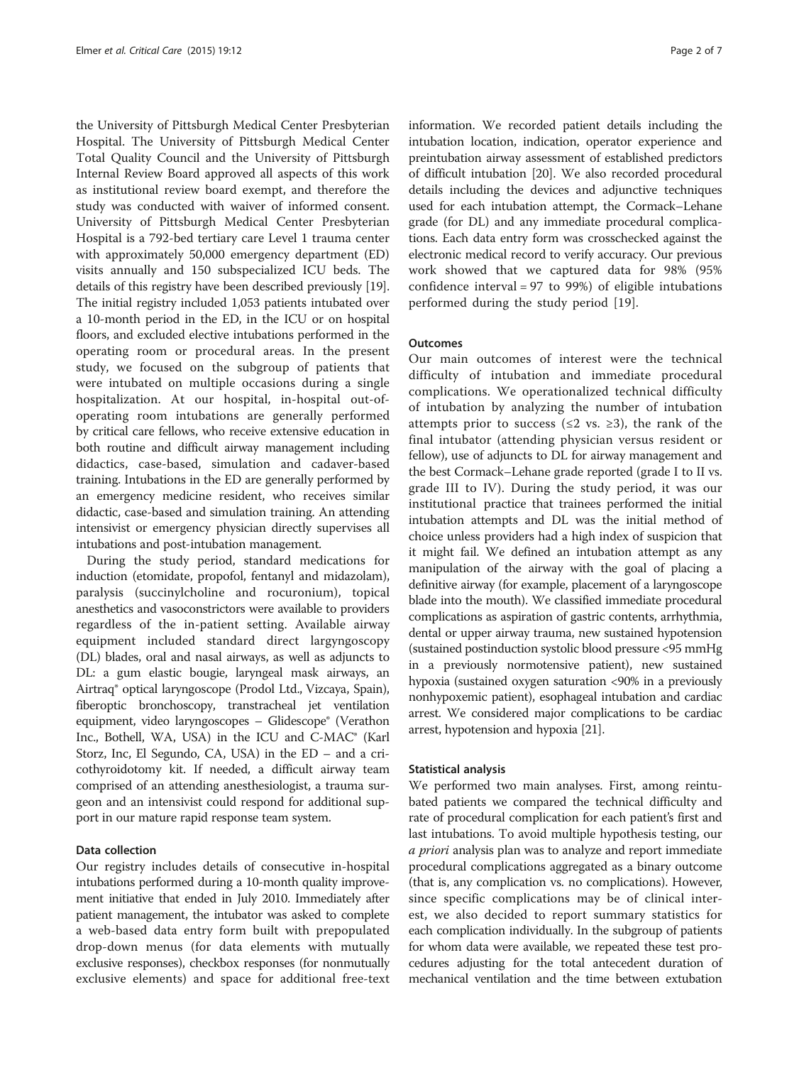the University of Pittsburgh Medical Center Presbyterian Hospital. The University of Pittsburgh Medical Center Total Quality Council and the University of Pittsburgh Internal Review Board approved all aspects of this work as institutional review board exempt, and therefore the study was conducted with waiver of informed consent. University of Pittsburgh Medical Center Presbyterian Hospital is a 792-bed tertiary care Level 1 trauma center with approximately 50,000 emergency department (ED) visits annually and 150 subspecialized ICU beds. The details of this registry have been described previously [19]. The initial registry included 1,053 patients intubated over a 10-month period in the ED, in the ICU or on hospital floors, and excluded elective intubations performed in the operating room or procedural areas. In the present study, we focused on the subgroup of patients that were intubated on multiple occasions during a single hospitalization. At our hospital, in-hospital out-of-operating room intubations are generally performed by critical care fellows, who receive extensive education in both routine and difficult airway management including didactics, case-based, simulation and cadaver-based training. Intubations in the ED are generally performed by an emergency medicine resident, who receives similar didactic, case-based and simulation training. An attending intensivist or emergency physician directly supervises all intubations and post-intubation management.

During the study period, standard medications for induction (etomidate, propofol, fentanyl and midazolam), paralysis (succinylcholine and rocuronium), topical anesthetics and vasoconstrictors were available to providers regardless of the in-patient setting. Available airway equipment included standard direct largyngoscopy (DL) blades, oral and nasal airways, as well as adjuncts to DL: a gum elastic bougie, laryngeal mask airways, an Airtraq® optical laryngoscope (Prodol Ltd., Vizcaya, Spain), fiberoptic bronchoscopy, transtracheal jet ventilation equipment, video laryngoscopes – Glidescope® (Verathon Inc., Bothell, WA, USA) in the ICU and C-MAC® (Karl Storz, Inc, El Segundo, CA, USA) in the ED – and a cricothyroidotomy kit. If needed, a difficult airway team comprised of an attending anesthesiologist, a trauma surgeon and an intensivist could respond for additional support in our mature rapid response team system.

### Data collection

Our registry includes details of consecutive in-hospital intubations performed during a 10-month quality improvement initiative that ended in July 2010. Immediately after patient management, the intubator was asked to complete a web-based data entry form built with prepopulated drop-down menus (for data elements with mutually exclusive responses), checkbox responses (for nonmutually exclusive elements) and space for additional free-text information. We recorded patient details including the intubation location, indication, operator experience and preintubation airway assessment of established predictors of difficult intubation [20]. We also recorded procedural details including the devices and adjunctive techniques used for each intubation attempt, the Cormack–Lehane grade (for DL) and any immediate procedural complications. Each data entry form was crosschecked against the electronic medical record to verify accuracy. Our previous work showed that we captured data for 98% (95% confidence interval = 97 to 99%) of eligible intubations performed during the study period [19].

### Outcomes

Our main outcomes of interest were the technical difficulty of intubation and immediate procedural complications. We operationalized technical difficulty of intubation by analyzing the number of intubation attempts prior to success (≤2 vs. ≥3), the rank of the final intubator (attending physician versus resident or fellow), use of adjuncts to DL for airway management and the best Cormack–Lehane grade reported (grade I to II vs. grade III to IV). During the study period, it was our institutional practice that trainees performed the initial intubation attempts and DL was the initial method of choice unless providers had a high index of suspicion that it might fail. We defined an intubation attempt as any manipulation of the airway with the goal of placing a definitive airway (for example, placement of a laryngoscope blade into the mouth). We classified immediate procedural complications as aspiration of gastric contents, arrhythmia, dental or upper airway trauma, new sustained hypotension (sustained postinduction systolic blood pressure <95 mmHg in a previously normotensive patient), new sustained hypoxia (sustained oxygen saturation <90% in a previously nonhypoxemic patient), esophageal intubation and cardiac arrest. We considered major complications to be cardiac arrest, hypotension and hypoxia [21].

### Statistical analysis

We performed two main analyses. First, among reintubated patients we compared the technical difficulty and rate of procedural complication for each patient's first and last intubations. To avoid multiple hypothesis testing, our *a priori* analysis plan was to analyze and report immediate procedural complications aggregated as a binary outcome (that is, any complication vs. no complications). However, since specific complications may be of clinical interest, we also decided to report summary statistics for each complication individually. In the subgroup of patients for whom data were available, we repeated these test procedures adjusting for the total antecedent duration of mechanical ventilation and the time between extubation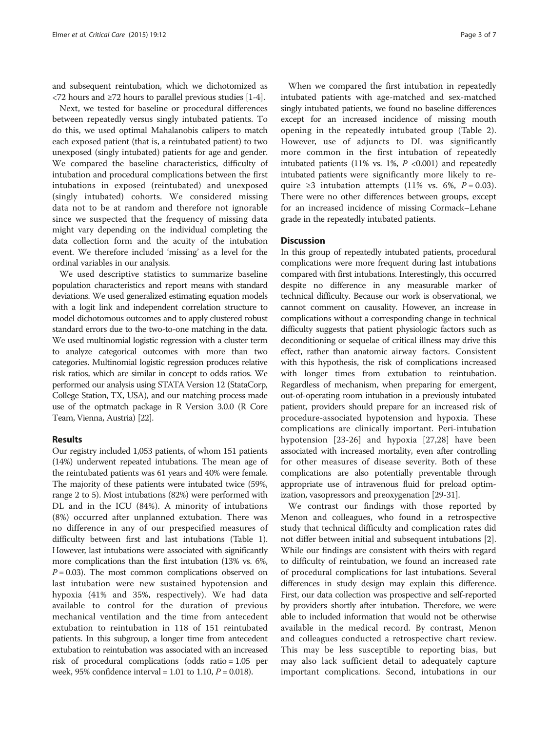and subsequent reintubation, which we dichotomized as <72 hours and ≥72 hours to parallel previous studies [1-4].

Next, we tested for baseline or procedural differences between repeatedly versus singly intubated patients. To do this, we used optimal Mahalanobis calipers to match each exposed patient (that is, a reintubated patient) to two unexposed (singly intubated) patients for age and gender. We compared the baseline characteristics, difficulty of intubation and procedural complications between the first intubations in exposed (reintubated) and unexposed (singly intubated) cohorts. We considered missing data not to be at random and therefore not ignorable since we suspected that the frequency of missing data might vary depending on the individual completing the data collection form and the acuity of the intubation event. We therefore included 'missing' as a level for the ordinal variables in our analysis.

We used descriptive statistics to summarize baseline population characteristics and report means with standard deviations. We used generalized estimating equation models with a logit link and independent correlation structure to model dichotomous outcomes and to apply clustered robust standard errors due to the two-to-one matching in the data. We used multinomial logistic regression with a cluster term to analyze categorical outcomes with more than two categories. Multinomial logistic regression produces relative risk ratios, which are similar in concept to odds ratios. We performed our analysis using STATA Version 12 (StataCorp, College Station, TX, USA), and our matching process made use of the optmatch package in R Version 3.0.0 (R Core Team, Vienna, Austria) [22].

## Results

Our registry included 1,053 patients, of whom 151 patients (14%) underwent repeated intubations. The mean age of the reintubated patients was 61 years and 40% were female. The majority of these patients were intubated twice (59%, range 2 to 5). Most intubations (82%) were performed with DL and in the ICU (84%). A minority of intubations (8%) occurred after unplanned extubation. There was no difference in any of our prespecified measures of difficulty between first and last intubations (Table 1). However, last intubations were associated with significantly more complications than the first intubation (13% vs. 6%, $P = 0.03$). The most common complications observed on last intubation were new sustained hypotension and hypoxia (41% and 35%, respectively). We had data available to control for the duration of previous mechanical ventilation and the time from antecedent extubation to reintubation in 118 of 151 reintubated patients. In this subgroup, a longer time from antecedent extubation to reintubation was associated with an increased risk of procedural complications (odds ratio = 1.05 per week, 95% confidence interval = 1.01 to 1.10, $P = 0.018$).

When we compared the first intubation in repeatedly intubated patients with age-matched and sex-matched singly intubated patients, we found no baseline differences except for an increased incidence of missing mouth opening in the repeatedly intubated group (Table 2). However, use of adjuncts to DL was significantly more common in the first intubation of repeatedly intubated patients (11% vs. 1%, $P < 0.001$) and repeatedly intubated patients were significantly more likely to require ≥3 intubation attempts (11% vs. 6%, $P = 0.03$). There were no other differences between groups, except for an increased incidence of missing Cormack–Lehane grade in the repeatedly intubated patients.

## Discussion

In this group of repeatedly intubated patients, procedural complications were more frequent during last intubations compared with first intubations. Interestingly, this occurred despite no difference in any measurable marker of technical difficulty. Because our work is observational, we cannot comment on causality. However, an increase in complications without a corresponding change in technical difficulty suggests that patient physiologic factors such as deconditioning or sequelae of critical illness may drive this effect, rather than anatomic airway factors. Consistent with this hypothesis, the risk of complications increased with longer times from extubation to reintubation. Regardless of mechanism, when preparing for emergent, out-of-operating room intubation in a previously intubated patient, providers should prepare for an increased risk of procedure-associated hypotension and hypoxia. These complications are clinically important. Peri-intubation hypotension [23-26] and hypoxia [27,28] have been associated with increased mortality, even after controlling for other measures of disease severity. Both of these complications are also potentially preventable through appropriate use of intravenous fluid for preload optimization, vasopressors and preoxygenation [29-31].

We contrast our findings with those reported by Menon and colleagues, who found in a retrospective study that technical difficulty and complication rates did not differ between initial and subsequent intubations [2]. While our findings are consistent with theirs with regard to difficulty of reintubation, we found an increased rate of procedural complications for last intubations. Several differences in study design may explain this difference. First, our data collection was prospective and self-reported by providers shortly after intubation. Therefore, we were able to included information that would not be otherwise available in the medical record. By contrast, Menon and colleagues conducted a retrospective chart review. This may be less susceptible to reporting bias, but may also lack sufficient detail to adequately capture important complications. Second, intubations in our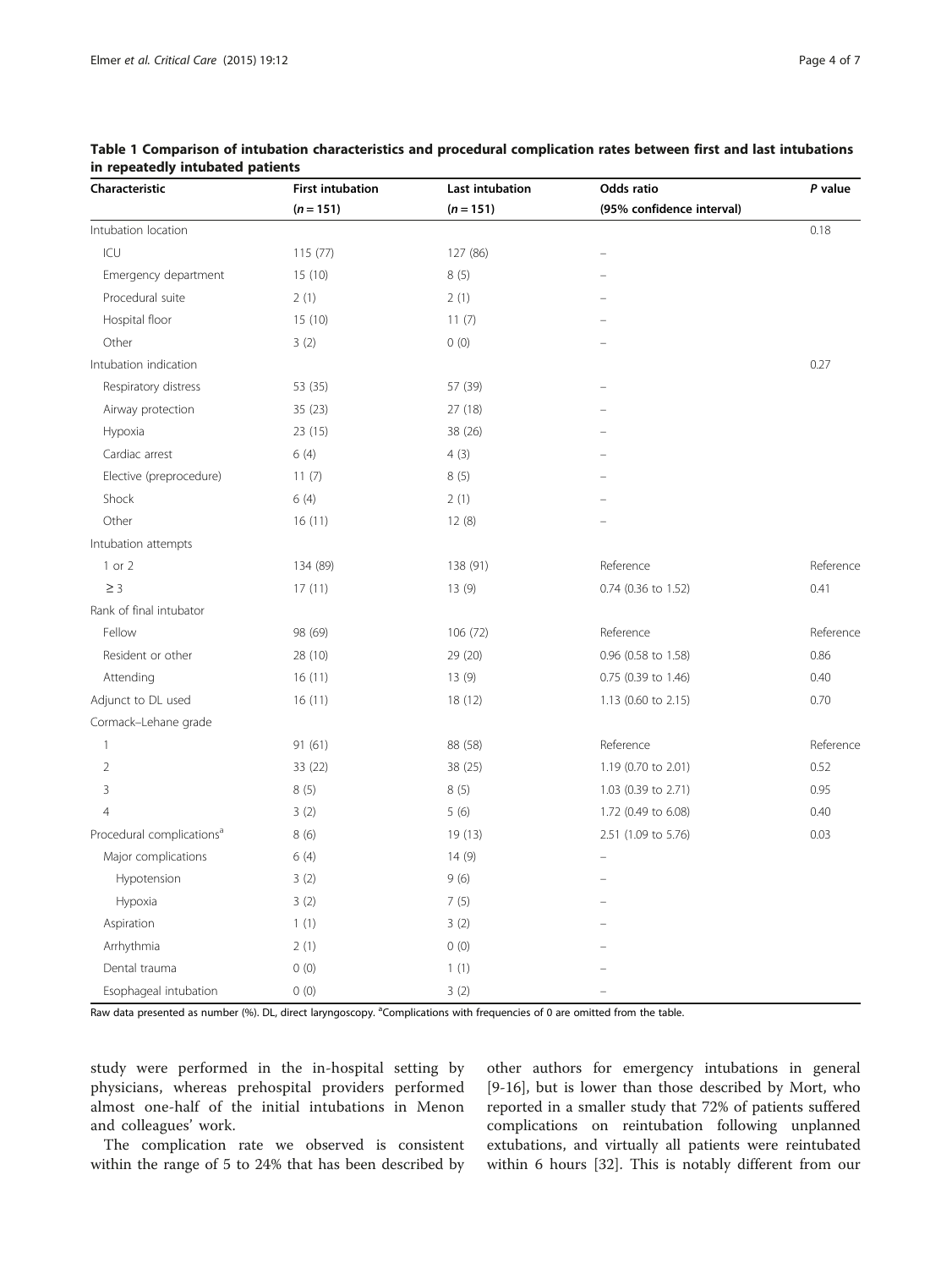**Table 1 Comparison of intubation characteristics and procedural complication rates between first and last intubations in repeatedly intubated patients**

| Characteristic | First intubation ($n = 151$) | Last intubation ($n = 151$) | Odds ratio (95% confidence interval) | *P* value |
|---|---|---|---|---|
| Intubation location | | | | 0.18 |
| ICU | 115 (77) | 127 (86) | – | |
| Emergency department | 15 (10) | 8 (5) | – | |
| Procedural suite | 2 (1) | 2 (1) | – | |
| Hospital floor | 15 (10) | 11 (7) | – | |
| Other | 3 (2) | 0 (0) | – | |
| Intubation indication | | | | 0.27 |
| Respiratory distress | 53 (35) | 57 (39) | – | |
| Airway protection | 35 (23) | 27 (18) | – | |
| Hypoxia | 23 (15) | 38 (26) | – | |
| Cardiac arrest | 6 (4) | 4 (3) | – | |
| Elective (preprocedure) | 11 (7) | 8 (5) | – | |
| Shock | 6 (4) | 2 (1) | – | |
| Other | 16 (11) | 12 (8) | – | |
| Intubation attempts | | | | |
| 1 or 2 | 134 (89) | 138 (91) | Reference | Reference |
| ≥ 3 | 17 (11) | 13 (9) | 0.74 (0.36 to 1.52) | 0.41 |
| Rank of final intubator | | | | |
| Fellow | 98 (69) | 106 (72) | Reference | Reference |
| Resident or other | 28 (10) | 29 (20) | 0.96 (0.58 to 1.58) | 0.86 |
| Attending | 16 (11) | 13 (9) | 0.75 (0.39 to 1.46) | 0.40 |
| Adjunct to DL used | 16 (11) | 18 (12) | 1.13 (0.60 to 2.15) | 0.70 |
| Cormack–Lehane grade | | | | |
| 1 | 91 (61) | 88 (58) | Reference | Reference |
| 2 | 33 (22) | 38 (25) | 1.19 (0.70 to 2.01) | 0.52 |
| 3 | 8 (5) | 8 (5) | 1.03 (0.39 to 2.71) | 0.95 |
| 4 | 3 (2) | 5 (6) | 1.72 (0.49 to 6.08) | 0.40 |
| Procedural complications[a] | 8 (6) | 19 (13) | 2.51 (1.09 to 5.76) | 0.03 |
| Major complications | 6 (4) | 14 (9) | – | |
| Hypotension | 3 (2) | 9 (6) | – | |
| Hypoxia | 3 (2) | 7 (5) | – | |
| Aspiration | 1 (1) | 3 (2) | – | |
| Arrhythmia | 2 (1) | 0 (0) | – | |
| Dental trauma | 0 (0) | 1 (1) | – | |
| Esophageal intubation | 0 (0) | 3 (2) | – | |

Raw data presented as number (%). DL, direct laryngoscopy. [a]Complications with frequencies of 0 are omitted from the table.

study were performed in the in-hospital setting by physicians, whereas prehospital providers performed almost one-half of the initial intubations in Menon and colleagues' work.

The complication rate we observed is consistent within the range of 5 to 24% that has been described by other authors for emergency intubations in general [9-16], but is lower than those described by Mort, who reported in a smaller study that 72% of patients suffered complications on reintubation following unplanned extubations, and virtually all patients were reintubated within 6 hours [32]. This is notably different from our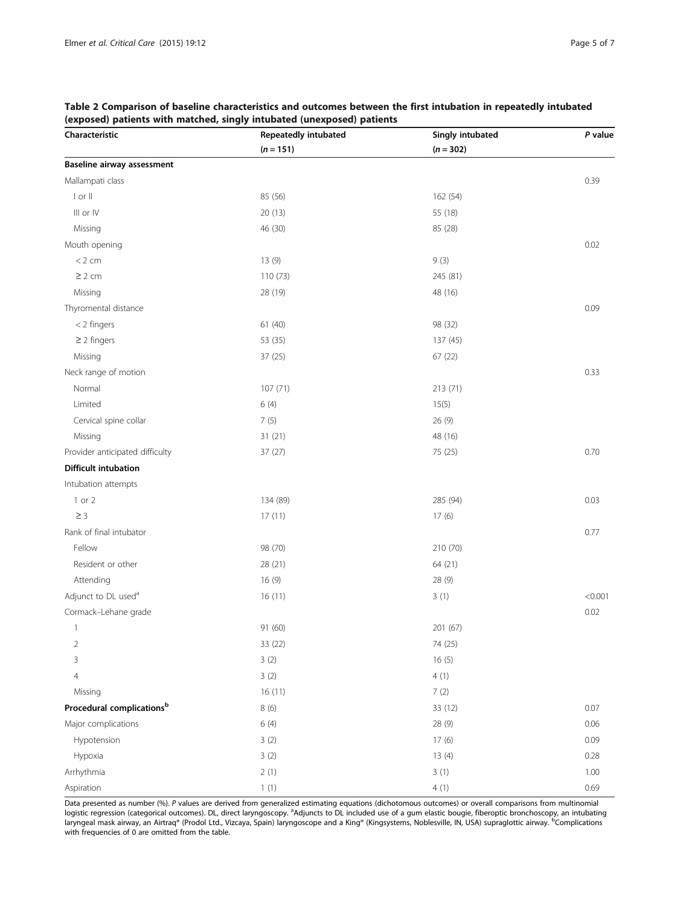**Table 2 Comparison of baseline characteristics and outcomes between the first intubation in repeatedly intubated (exposed) patients with matched, singly intubated (unexposed) patients**

| Characteristic | Repeatedly intubated ($n = 151$) | Singly intubated ($n = 302$) | *P* value |
|---|---|---|---|
| **Baseline airway assessment** | | | |
| Mallampati class | | | 0.39 |
| I or II | 85 (56) | 162 (54) | |
| III or IV | 20 (13) | 55 (18) | |
| Missing | 46 (30) | 85 (28) | |
| Mouth opening | | | 0.02 |
| < 2 cm | 13 (9) | 9 (3) | |
| ≥ 2 cm | 110 (73) | 245 (81) | |
| Missing | 28 (19) | 48 (16) | |
| Thyromental distance | | | 0.09 |
| < 2 fingers | 61 (40) | 98 (32) | |
| ≥ 2 fingers | 53 (35) | 137 (45) | |
| Missing | 37 (25) | 67 (22) | |
| Neck range of motion | | | 0.33 |
| Normal | 107 (71) | 213 (71) | |
| Limited | 6 (4) | 15(5) | |
| Cervical spine collar | 7 (5) | 26 (9) | |
| Missing | 31 (21) | 48 (16) | |
| Provider anticipated difficulty | 37 (27) | 75 (25) | 0.70 |
| **Difficult intubation** | | | |
| Intubation attempts | | | |
| 1 or 2 | 134 (89) | 285 (94) | 0.03 |
| ≥ 3 | 17 (11) | 17 (6) | |
| Rank of final intubator | | | 0.77 |
| Fellow | 98 (70) | 210 (70) | |
| Resident or other | 28 (21) | 64 (21) | |
| Attending | 16 (9) | 28 (9) | |
| Adjunct to DL used[a] | 16 (11) | 3 (1) | <0.001 |
| Cormack–Lehane grade | | | 0.02 |
| 1 | 91 (60) | 201 (67) | |
| 2 | 33 (22) | 74 (25) | |
| 3 | 3 (2) | 16 (5) | |
| 4 | 3 (2) | 4 (1) | |
| Missing | 16 (11) | 7 (2) | |
| **Procedural complications[b]** | 8 (6) | 33 (12) | 0.07 |
| Major complications | 6 (4) | 28 (9) | 0.06 |
| Hypotension | 3 (2) | 17 (6) | 0.09 |
| Hypoxia | 3 (2) | 13 (4) | 0.28 |
| Arrhythmia | 2 (1) | 3 (1) | 1.00 |
| Aspiration | 1 (1) | 4 (1) | 0.69 |

Data presented as number (%). *P* values are derived from generalized estimating equations (dichotomous outcomes) or overall comparisons from multinomial logistic regression (categorical outcomes). DL, direct laryngoscopy. [a]Adjuncts to DL included use of a gum elastic bougie, fiberoptic bronchoscopy, an intubating laryngeal mask airway, an Airtraq® (Prodol Ltd., Vizcaya, Spain) laryngoscope and a King® (Kingsystems, Noblesville, IN, USA) supraglottic airway. [b]Complications with frequencies of 0 are omitted from the table.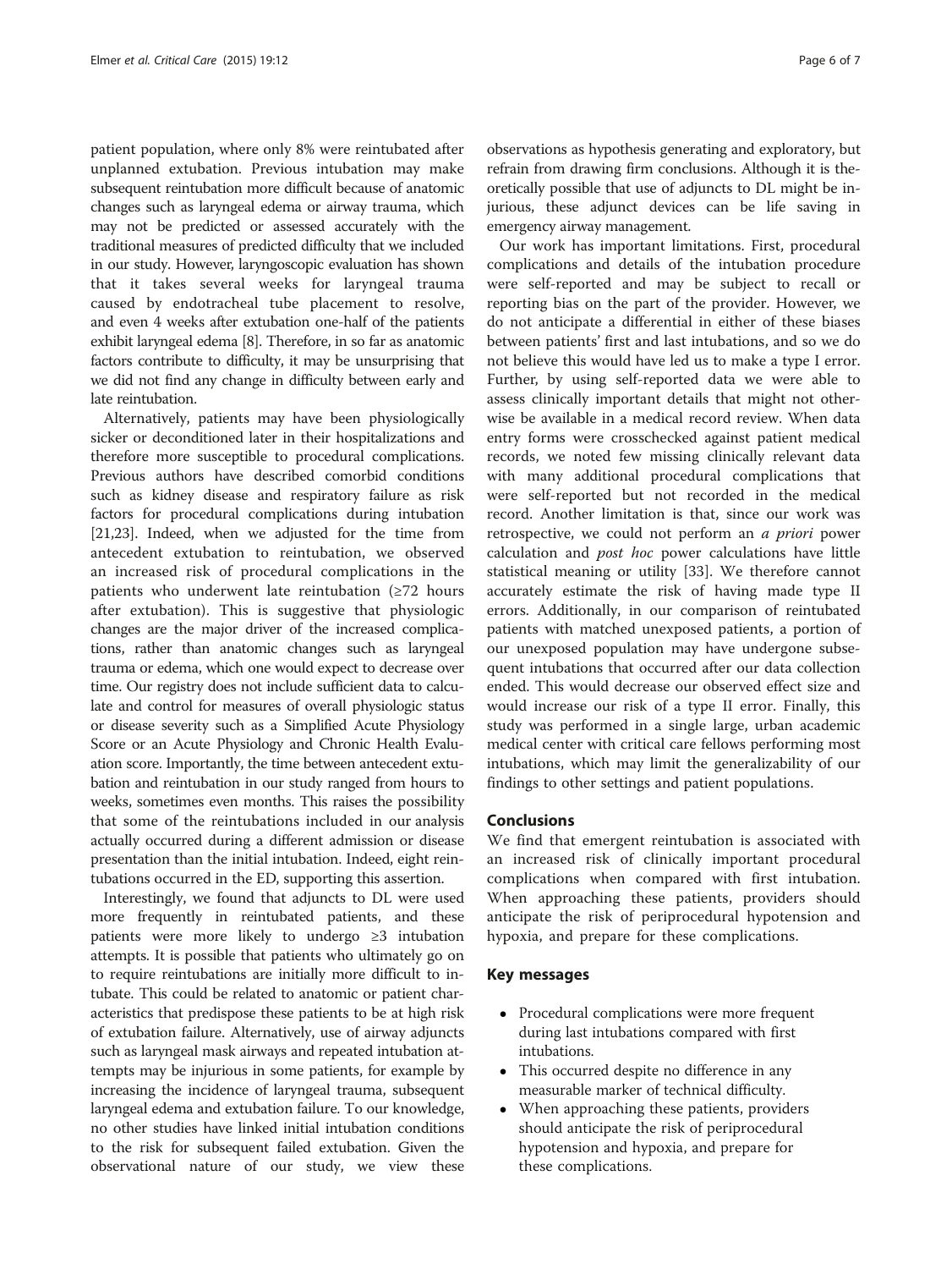patient population, where only 8% were reintubated after unplanned extubation. Previous intubation may make subsequent reintubation more difficult because of anatomic changes such as laryngeal edema or airway trauma, which may not be predicted or assessed accurately with the traditional measures of predicted difficulty that we included in our study. However, laryngoscopic evaluation has shown that it takes several weeks for laryngeal trauma caused by endotracheal tube placement to resolve, and even 4 weeks after extubation one-half of the patients exhibit laryngeal edema [8]. Therefore, in so far as anatomic factors contribute to difficulty, it may be unsurprising that we did not find any change in difficulty between early and late reintubation.

Alternatively, patients may have been physiologically sicker or deconditioned later in their hospitalizations and therefore more susceptible to procedural complications. Previous authors have described comorbid conditions such as kidney disease and respiratory failure as risk factors for procedural complications during intubation [21,23]. Indeed, when we adjusted for the time from antecedent extubation to reintubation, we observed an increased risk of procedural complications in the patients who underwent late reintubation (≥72 hours after extubation). This is suggestive that physiologic changes are the major driver of the increased complications, rather than anatomic changes such as laryngeal trauma or edema, which one would expect to decrease over time. Our registry does not include sufficient data to calculate and control for measures of overall physiologic status or disease severity such as a Simplified Acute Physiology Score or an Acute Physiology and Chronic Health Evaluation score. Importantly, the time between antecedent extubation and reintubation in our study ranged from hours to weeks, sometimes even months. This raises the possibility that some of the reintubations included in our analysis actually occurred during a different admission or disease presentation than the initial intubation. Indeed, eight reintubations occurred in the ED, supporting this assertion.

Interestingly, we found that adjuncts to DL were used more frequently in reintubated patients, and these patients were more likely to undergo ≥3 intubation attempts. It is possible that patients who ultimately go on to require reintubations are initially more difficult to intubate. This could be related to anatomic or patient characteristics that predispose these patients to be at high risk of extubation failure. Alternatively, use of airway adjuncts such as laryngeal mask airways and repeated intubation attempts may be injurious in some patients, for example by increasing the incidence of laryngeal trauma, subsequent laryngeal edema and extubation failure. To our knowledge, no other studies have linked initial intubation conditions to the risk for subsequent failed extubation. Given the observational nature of our study, we view these observations as hypothesis generating and exploratory, but refrain from drawing firm conclusions. Although it is theoretically possible that use of adjuncts to DL might be injurious, these adjunct devices can be life saving in emergency airway management.

Our work has important limitations. First, procedural complications and details of the intubation procedure were self-reported and may be subject to recall or reporting bias on the part of the provider. However, we do not anticipate a differential in either of these biases between patients' first and last intubations, and so we do not believe this would have led us to make a type I error. Further, by using self-reported data we were able to assess clinically important details that might not otherwise be available in a medical record review. When data entry forms were crosschecked against patient medical records, we noted few missing clinically relevant data with many additional procedural complications that were self-reported but not recorded in the medical record. Another limitation is that, since our work was retrospective, we could not perform an *a priori* power calculation and *post hoc* power calculations have little statistical meaning or utility [33]. We therefore cannot accurately estimate the risk of having made type II errors. Additionally, in our comparison of reintubated patients with matched unexposed patients, a portion of our unexposed population may have undergone subsequent intubations that occurred after our data collection ended. This would decrease our observed effect size and would increase our risk of a type II error. Finally, this study was performed in a single large, urban academic medical center with critical care fellows performing most intubations, which may limit the generalizability of our findings to other settings and patient populations.

## Conclusions

We find that emergent reintubation is associated with an increased risk of clinically important procedural complications when compared with first intubation. When approaching these patients, providers should anticipate the risk of periprocedural hypotension and hypoxia, and prepare for these complications.

## Key messages

- Procedural complications were more frequent during last intubations compared with first intubations.
- This occurred despite no difference in any measurable marker of technical difficulty.
- When approaching these patients, providers should anticipate the risk of periprocedural hypotension and hypoxia, and prepare for these complications.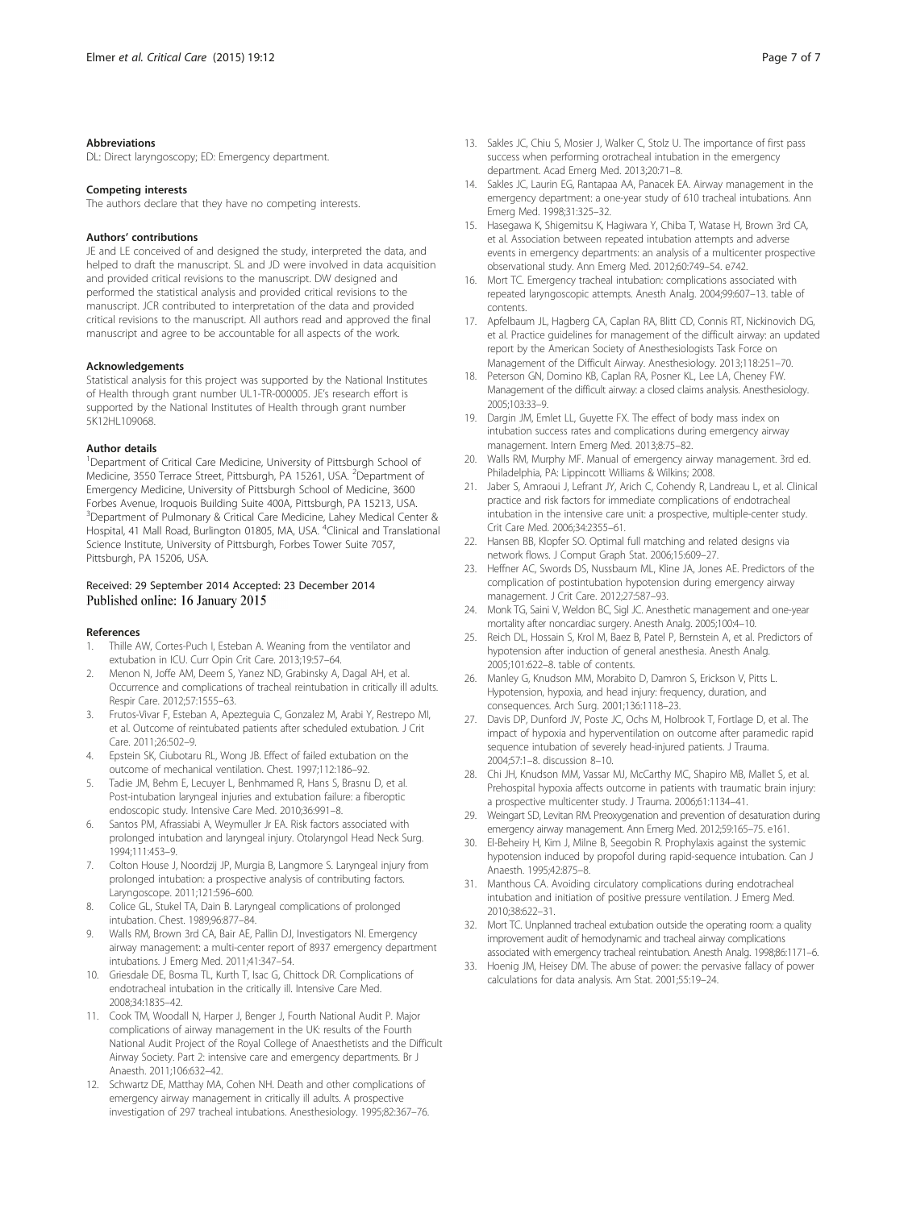#### Abbreviations

DL: Direct laryngoscopy; ED: Emergency department.

#### Competing interests

The authors declare that they have no competing interests.

#### Authors' contributions

JE and LE conceived of and designed the study, interpreted the data, and helped to draft the manuscript. SL and JD were involved in data acquisition and provided critical revisions to the manuscript. DW designed and performed the statistical analysis and provided critical revisions to the manuscript. JCR contributed to interpretation of the data and provided critical revisions to the manuscript. All authors read and approved the final manuscript and agree to be accountable for all aspects of the work.

#### Acknowledgements

Statistical analysis for this project was supported by the National Institutes of Health through grant number UL1-TR-000005. JE's research effort is supported by the National Institutes of Health through grant number 5K12HL109068.

#### Author details

[1]Department of Critical Care Medicine, University of Pittsburgh School of Medicine, 3550 Terrace Street, Pittsburgh, PA 15261, USA. [2]Department of Emergency Medicine, University of Pittsburgh School of Medicine, 3600 Forbes Avenue, Iroquois Building Suite 400A, Pittsburgh, PA 15213, USA. [3]Department of Pulmonary & Critical Care Medicine, Lahey Medical Center & Hospital, 41 Mall Road, Burlington 01805, MA, USA. [4]Clinical and Translational Science Institute, University of Pittsburgh, Forbes Tower Suite 7057, Pittsburgh, PA 15206, USA.

Received: 29 September 2014 Accepted: 23 December 2014
Published online: 16 January 2015

#### References

1. Thille AW, Cortes-Puch I, Esteban A. Weaning from the ventilator and extubation in ICU. Curr Opin Crit Care. 2013;19:57–64.
2. Menon N, Joffe AM, Deem S, Yanez ND, Grabinsky A, Dagal AH, et al. Occurrence and complications of tracheal reintubation in critically ill adults. Respir Care. 2012;57:1555–63.
3. Frutos-Vivar F, Esteban A, Apezteguia C, Gonzalez M, Arabi Y, Restrepo MI, et al. Outcome of reintubated patients after scheduled extubation. J Crit Care. 2011;26:502–9.
4. Epstein SK, Ciubotaru RL, Wong JB. Effect of failed extubation on the outcome of mechanical ventilation. Chest. 1997;112:186–92.
5. Tadie JM, Behm E, Lecuyer L, Benhmamed R, Hans S, Brasnu D, et al. Post-intubation laryngeal injuries and extubation failure: a fiberoptic endoscopic study. Intensive Care Med. 2010;36:991–8.
6. Santos PM, Afrassiabi A, Weymuller Jr EA. Risk factors associated with prolonged intubation and laryngeal injury. Otolaryngol Head Neck Surg. 1994;111:453–9.
7. Colton House J, Noordzij JP, Murgia B, Langmore S. Laryngeal injury from prolonged intubation: a prospective analysis of contributing factors. Laryngoscope. 2011;121:596–600.
8. Colice GL, Stukel TA, Dain B. Laryngeal complications of prolonged intubation. Chest. 1989;96:877–84.
9. Walls RM, Brown 3rd CA, Bair AE, Pallin DJ, Investigators NI. Emergency airway management: a multi-center report of 8937 emergency department intubations. J Emerg Med. 2011;41:347–54.
10. Griesdale DE, Bosma TL, Kurth T, Isac G, Chittock DR. Complications of endotracheal intubation in the critically ill. Intensive Care Med. 2008;34:1835–42.
11. Cook TM, Woodall N, Harper J, Benger J, Fourth National Audit P. Major complications of airway management in the UK: results of the Fourth National Audit Project of the Royal College of Anaesthetists and the Difficult Airway Society. Part 2: intensive care and emergency departments. Br J Anaesth. 2011;106:632–42.
12. Schwartz DE, Matthay MA, Cohen NH. Death and other complications of emergency airway management in critically ill adults. A prospective investigation of 297 tracheal intubations. Anesthesiology. 1995;82:367–76.
13. Sakles JC, Chiu S, Mosier J, Walker C, Stolz U. The importance of first pass success when performing orotracheal intubation in the emergency department. Acad Emerg Med. 2013;20:71–8.
14. Sakles JC, Laurin EG, Rantapaa AA, Panacek EA. Airway management in the emergency department: a one-year study of 610 tracheal intubations. Ann Emerg Med. 1998;31:325–32.
15. Hasegawa K, Shigemitsu K, Hagiwara Y, Chiba T, Watase H, Brown 3rd CA, et al. Association between repeated intubation attempts and adverse events in emergency departments: an analysis of a multicenter prospective observational study. Ann Emerg Med. 2012;60:749–54. e742.
16. Mort TC. Emergency tracheal intubation: complications associated with repeated laryngoscopic attempts. Anesth Analg. 2004;99:607–13. table of contents.
17. Apfelbaum JL, Hagberg CA, Caplan RA, Blitt CD, Connis RT, Nickinovich DG, et al. Practice guidelines for management of the difficult airway: an updated report by the American Society of Anesthesiologists Task Force on Management of the Difficult Airway. Anesthesiology. 2013;118:251–70.
18. Peterson GN, Domino KB, Caplan RA, Posner KL, Lee LA, Cheney FW. Management of the difficult airway: a closed claims analysis. Anesthesiology. 2005;103:33–9.
19. Dargin JM, Emlet LL, Guyette FX. The effect of body mass index on intubation success rates and complications during emergency airway management. Intern Emerg Med. 2013;8:75–82.
20. Walls RM, Murphy MF. Manual of emergency airway management. 3rd ed. Philadelphia, PA: Lippincott Williams & Wilkins; 2008.
21. Jaber S, Amraoui J, Lefrant JY, Arich C, Cohendy R, Landreau L, et al. Clinical practice and risk factors for immediate complications of endotracheal intubation in the intensive care unit: a prospective, multiple-center study. Crit Care Med. 2006;34:2355–61.
22. Hansen BB, Klopfer SO. Optimal full matching and related designs via network flows. J Comput Graph Stat. 2006;15:609–27.
23. Heffner AC, Swords DS, Nussbaum ML, Kline JA, Jones AE. Predictors of the complication of postintubation hypotension during emergency airway management. J Crit Care. 2012;27:587–93.
24. Monk TG, Saini V, Weldon BC, Sigl JC. Anesthetic management and one-year mortality after noncardiac surgery. Anesth Analg. 2005;100:4–10.
25. Reich DL, Hossain S, Krol M, Baez B, Patel P, Bernstein A, et al. Predictors of hypotension after induction of general anesthesia. Anesth Analg. 2005;101:622–8. table of contents.
26. Manley G, Knudson MM, Morabito D, Damron S, Erickson V, Pitts L. Hypotension, hypoxia, and head injury: frequency, duration, and consequences. Arch Surg. 2001;136:1118–23.
27. Davis DP, Dunford JV, Poste JC, Ochs M, Holbrook T, Fortlage D, et al. The impact of hypoxia and hyperventilation on outcome after paramedic rapid sequence intubation of severely head-injured patients. J Trauma. 2004;57:1–8. discussion 8–10.
28. Chi JH, Knudson MM, Vassar MJ, McCarthy MC, Shapiro MB, Mallet S, et al. Prehospital hypoxia affects outcome in patients with traumatic brain injury: a prospective multicenter study. J Trauma. 2006;61:1134–41.
29. Weingart SD, Levitan RM. Preoxygenation and prevention of desaturation during emergency airway management. Ann Emerg Med. 2012;59:165–75. e161.
30. El-Beheiry H, Kim J, Milne B, Seegobin R. Prophylaxis against the systemic hypotension induced by propofol during rapid-sequence intubation. Can J Anaesth. 1995;42:875–8.
31. Manthous CA. Avoiding circulatory complications during endotracheal intubation and initiation of positive pressure ventilation. J Emerg Med. 2010;38:622–31.
32. Mort TC. Unplanned tracheal extubation outside the operating room: a quality improvement audit of hemodynamic and tracheal airway complications associated with emergency tracheal reintubation. Anesth Analg. 1998;86:1171–6.
33. Hoenig JM, Heisey DM. The abuse of power: the pervasive fallacy of power calculations for data analysis. Am Stat. 2001;55:19–24.